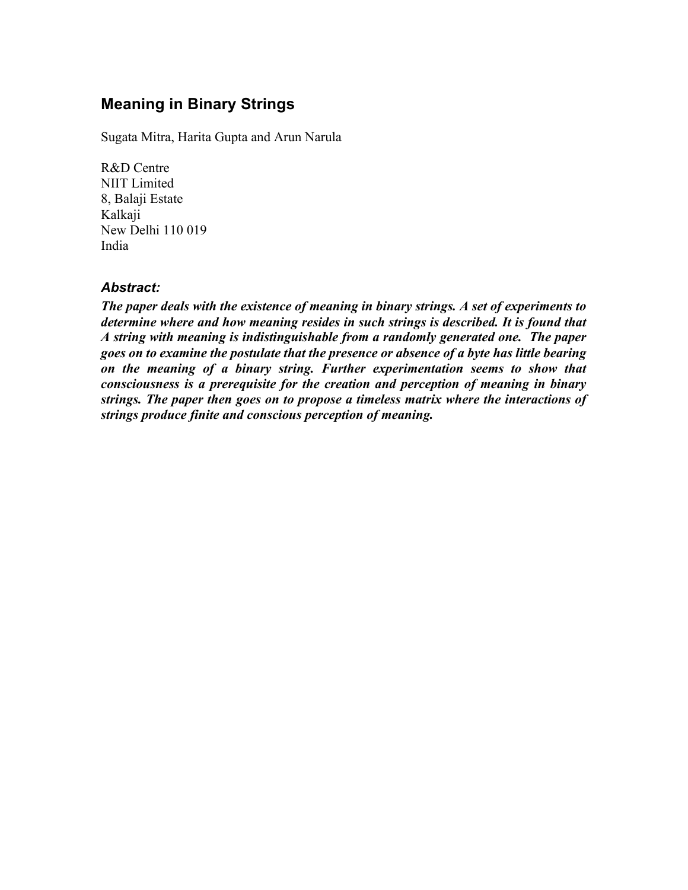# Meaning in Binary Strings

Sugata Mitra, Harita Gupta and Arun Narula

R&D Centre
NIIT Limited
8, Balaji Estate
Kalkaji
New Delhi 110 019
India

### *Abstract:*

***The paper deals with the existence of meaning in binary strings. A set of experiments to determine where and how meaning resides in such strings is described. It is found that A string with meaning is indistinguishable from a randomly generated one. The paper goes on to examine the postulate that the presence or absence of a byte has little bearing on the meaning of a binary string. Further experimentation seems to show that consciousness is a prerequisite for the creation and perception of meaning in binary strings. The paper then goes on to propose a timeless matrix where the interactions of strings produce finite and conscious perception of meaning.***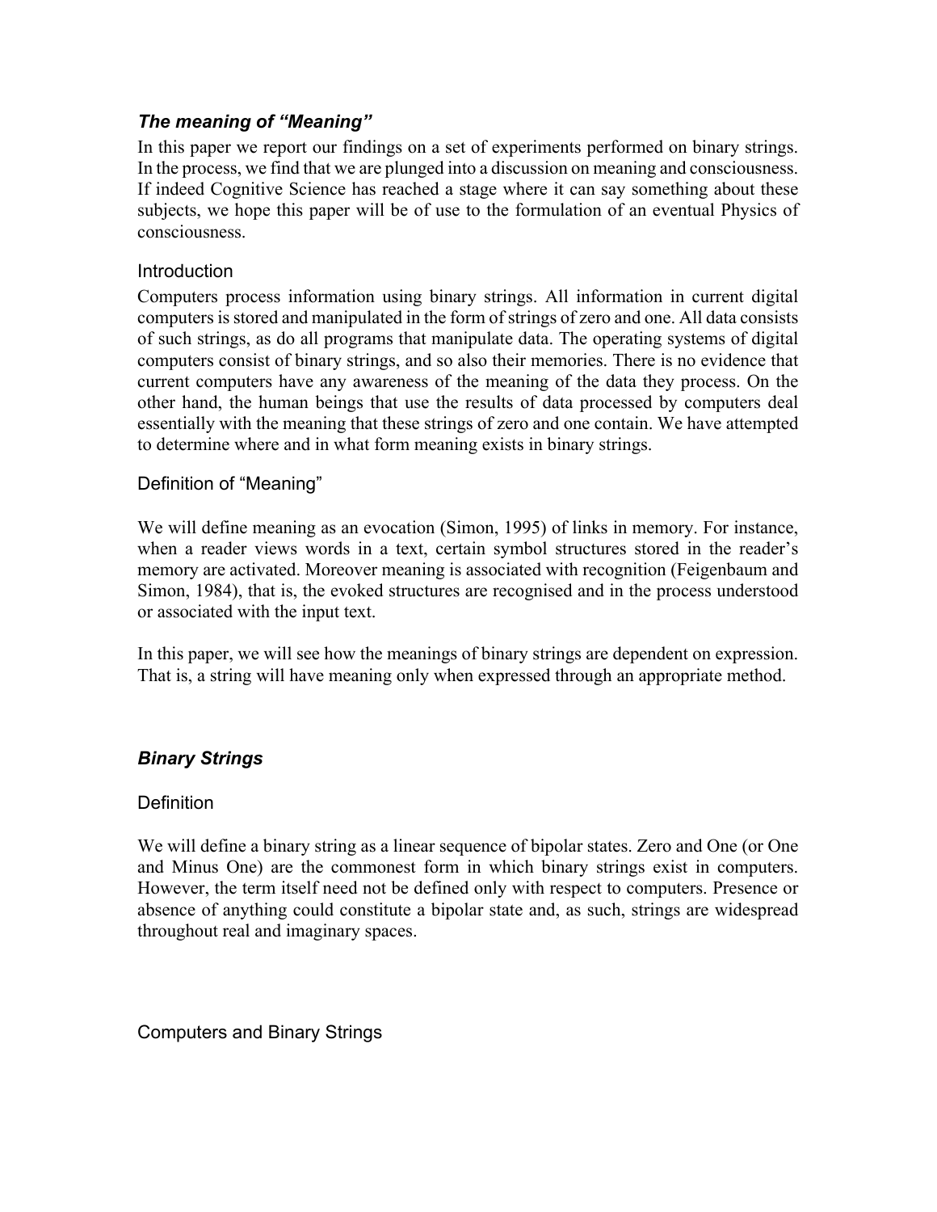## *The meaning of "Meaning"*

In this paper we report our findings on a set of experiments performed on binary strings. In the process, we find that we are plunged into a discussion on meaning and consciousness. If indeed Cognitive Science has reached a stage where it can say something about these subjects, we hope this paper will be of use to the formulation of an eventual Physics of consciousness.

### Introduction

Computers process information using binary strings. All information in current digital computers is stored and manipulated in the form of strings of zero and one. All data consists of such strings, as do all programs that manipulate data. The operating systems of digital computers consist of binary strings, and so also their memories. There is no evidence that current computers have any awareness of the meaning of the data they process. On the other hand, the human beings that use the results of data processed by computers deal essentially with the meaning that these strings of zero and one contain. We have attempted to determine where and in what form meaning exists in binary strings.

### Definition of "Meaning"

We will define meaning as an evocation (Simon, 1995) of links in memory. For instance, when a reader views words in a text, certain symbol structures stored in the reader's memory are activated. Moreover meaning is associated with recognition (Feigenbaum and Simon, 1984), that is, the evoked structures are recognised and in the process understood or associated with the input text.

In this paper, we will see how the meanings of binary strings are dependent on expression. That is, a string will have meaning only when expressed through an appropriate method.

## *Binary Strings*

### Definition

We will define a binary string as a linear sequence of bipolar states. Zero and One (or One and Minus One) are the commonest form in which binary strings exist in computers. However, the term itself need not be defined only with respect to computers. Presence or absence of anything could constitute a bipolar state and, as such, strings are widespread throughout real and imaginary spaces.

### Computers and Binary Strings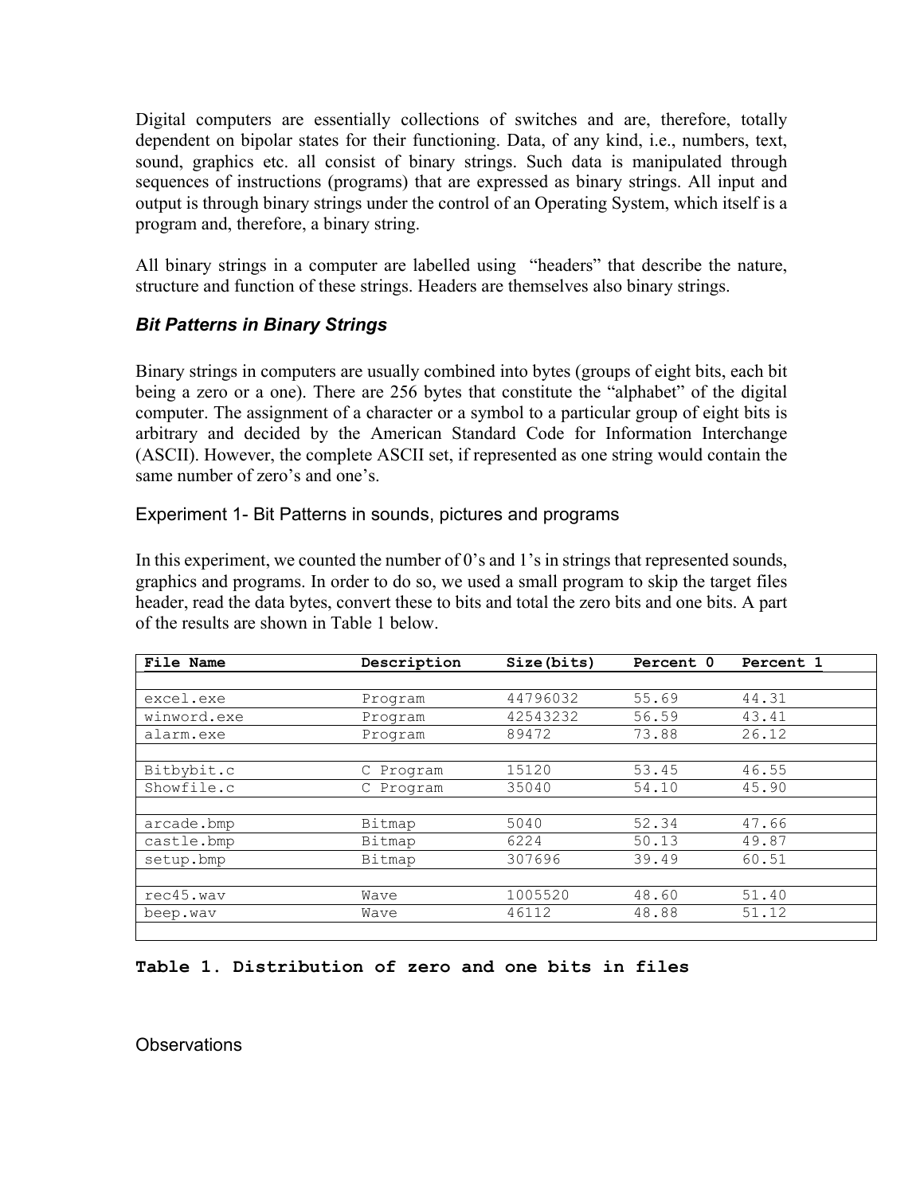Digital computers are essentially collections of switches and are, therefore, totally dependent on bipolar states for their functioning. Data, of any kind, i.e., numbers, text, sound, graphics etc. all consist of binary strings. Such data is manipulated through sequences of instructions (programs) that are expressed as binary strings. All input and output is through binary strings under the control of an Operating System, which itself is a program and, therefore, a binary string.

All binary strings in a computer are labelled using "headers" that describe the nature, structure and function of these strings. Headers are themselves also binary strings.

### *Bit Patterns in Binary Strings*

Binary strings in computers are usually combined into bytes (groups of eight bits, each bit being a zero or a one). There are 256 bytes that constitute the "alphabet" of the digital computer. The assignment of a character or a symbol to a particular group of eight bits is arbitrary and decided by the American Standard Code for Information Interchange (ASCII). However, the complete ASCII set, if represented as one string would contain the same number of zero's and one's.

#### Experiment 1- Bit Patterns in sounds, pictures and programs

In this experiment, we counted the number of 0's and 1's in strings that represented sounds, graphics and programs. In order to do so, we used a small program to skip the target files header, read the data bytes, convert these to bits and total the zero bits and one bits. A part of the results are shown in Table 1 below.

| File Name | Description | Size(bits) | Percent 0 | Percent 1 |
|---|---|---|---|---|
| excel.exe | Program | 44796032 | 55.69 | 44.31 |
| winword.exe | Program | 42543232 | 56.59 | 43.41 |
| alarm.exe | Program | 89472 | 73.88 | 26.12 |
| Bitbybit.c | C Program | 15120 | 53.45 | 46.55 |
| Showfile.c | C Program | 35040 | 54.10 | 45.90 |
| arcade.bmp | Bitmap | 5040 | 52.34 | 47.66 |
| castle.bmp | Bitmap | 6224 | 50.13 | 49.87 |
| setup.bmp | Bitmap | 307696 | 39.49 | 60.51 |
| rec45.wav | Wave | 1005520 | 48.60 | 51.40 |
| beep.wav | Wave | 46112 | 48.88 | 51.12 |

**Table 1. Distribution of zero and one bits in files**

#### Observations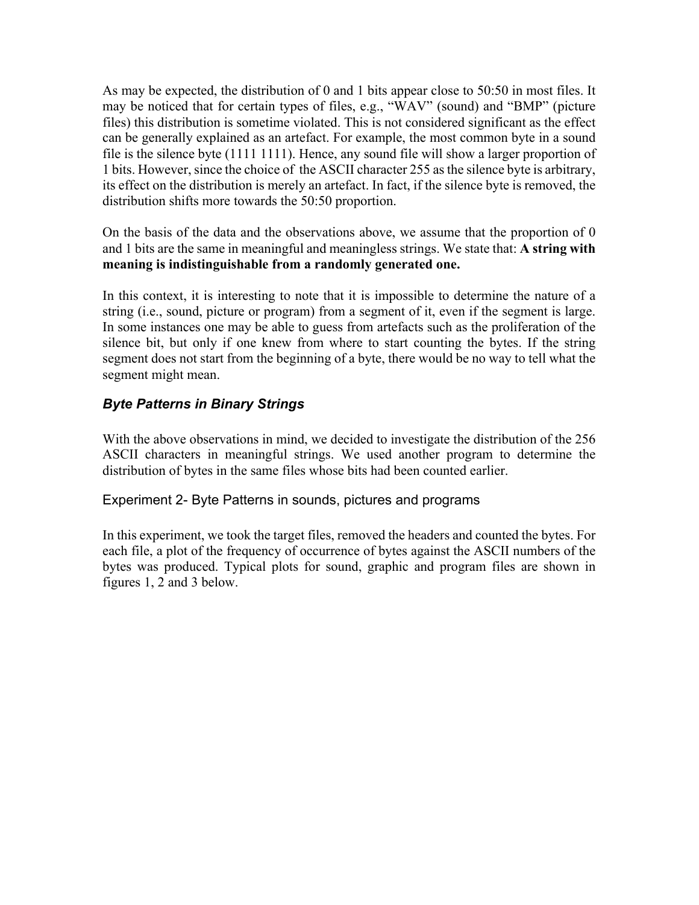As may be expected, the distribution of 0 and 1 bits appear close to 50:50 in most files. It may be noticed that for certain types of files, e.g., "WAV" (sound) and "BMP" (picture files) this distribution is sometime violated. This is not considered significant as the effect can be generally explained as an artefact. For example, the most common byte in a sound file is the silence byte (1111 1111). Hence, any sound file will show a larger proportion of 1 bits. However, since the choice of the ASCII character 255 as the silence byte is arbitrary, its effect on the distribution is merely an artefact. In fact, if the silence byte is removed, the distribution shifts more towards the 50:50 proportion.

On the basis of the data and the observations above, we assume that the proportion of 0 and 1 bits are the same in meaningful and meaningless strings. We state that: **A string with meaning is indistinguishable from a randomly generated one.**

In this context, it is interesting to note that it is impossible to determine the nature of a string (i.e., sound, picture or program) from a segment of it, even if the segment is large. In some instances one may be able to guess from artefacts such as the proliferation of the silence bit, but only if one knew from where to start counting the bytes. If the string segment does not start from the beginning of a byte, there would be no way to tell what the segment might mean.

## ***Byte Patterns in Binary Strings***

With the above observations in mind, we decided to investigate the distribution of the 256 ASCII characters in meaningful strings. We used another program to determine the distribution of bytes in the same files whose bits had been counted earlier.

### Experiment 2- Byte Patterns in sounds, pictures and programs

In this experiment, we took the target files, removed the headers and counted the bytes. For each file, a plot of the frequency of occurrence of bytes against the ASCII numbers of the bytes was produced. Typical plots for sound, graphic and program files are shown in figures 1, 2 and 3 below.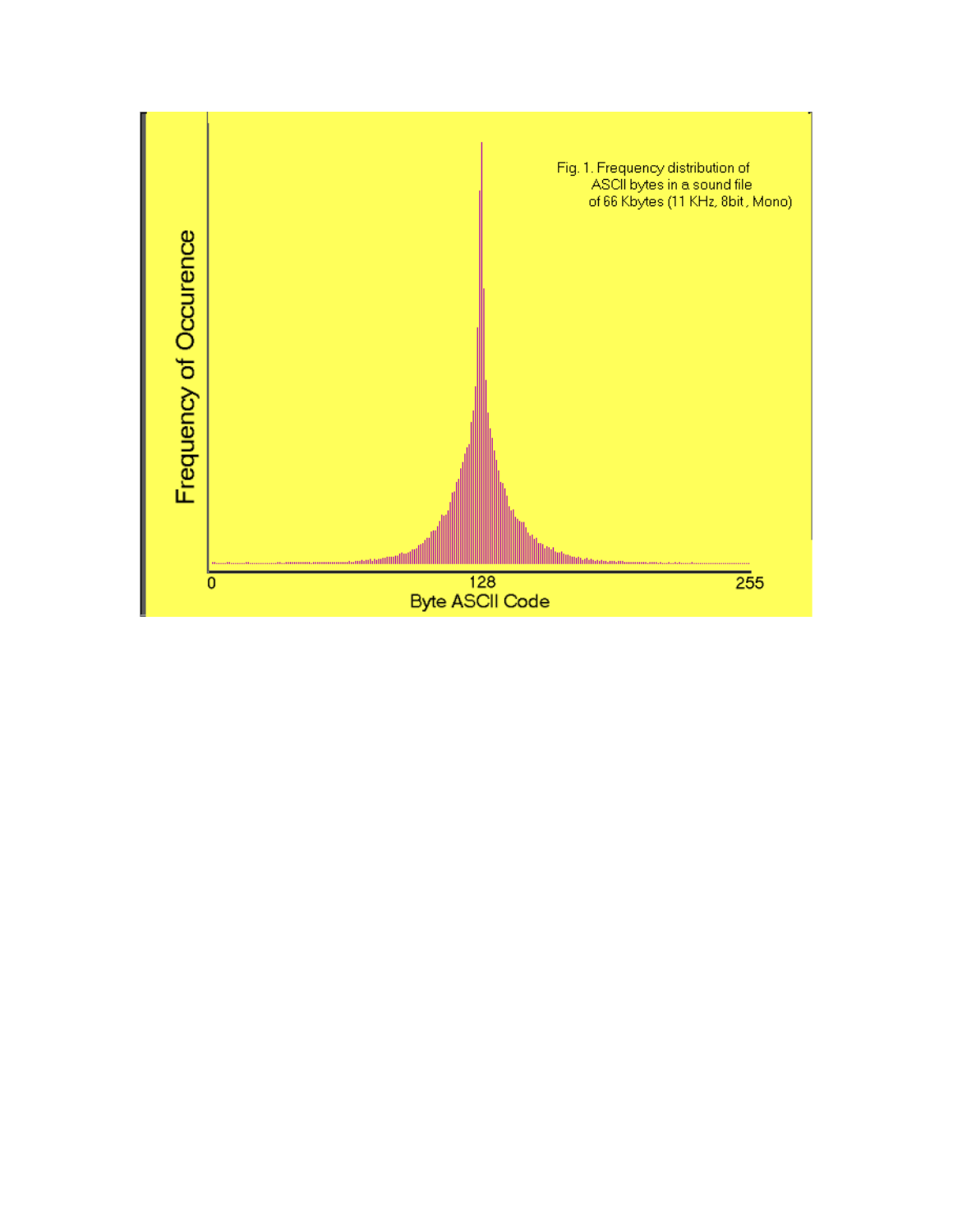Fig. 1. Frequency distribution of ASCII bytes in a sound file of 66 Kbytes (11 KHz, 8bit, Mono)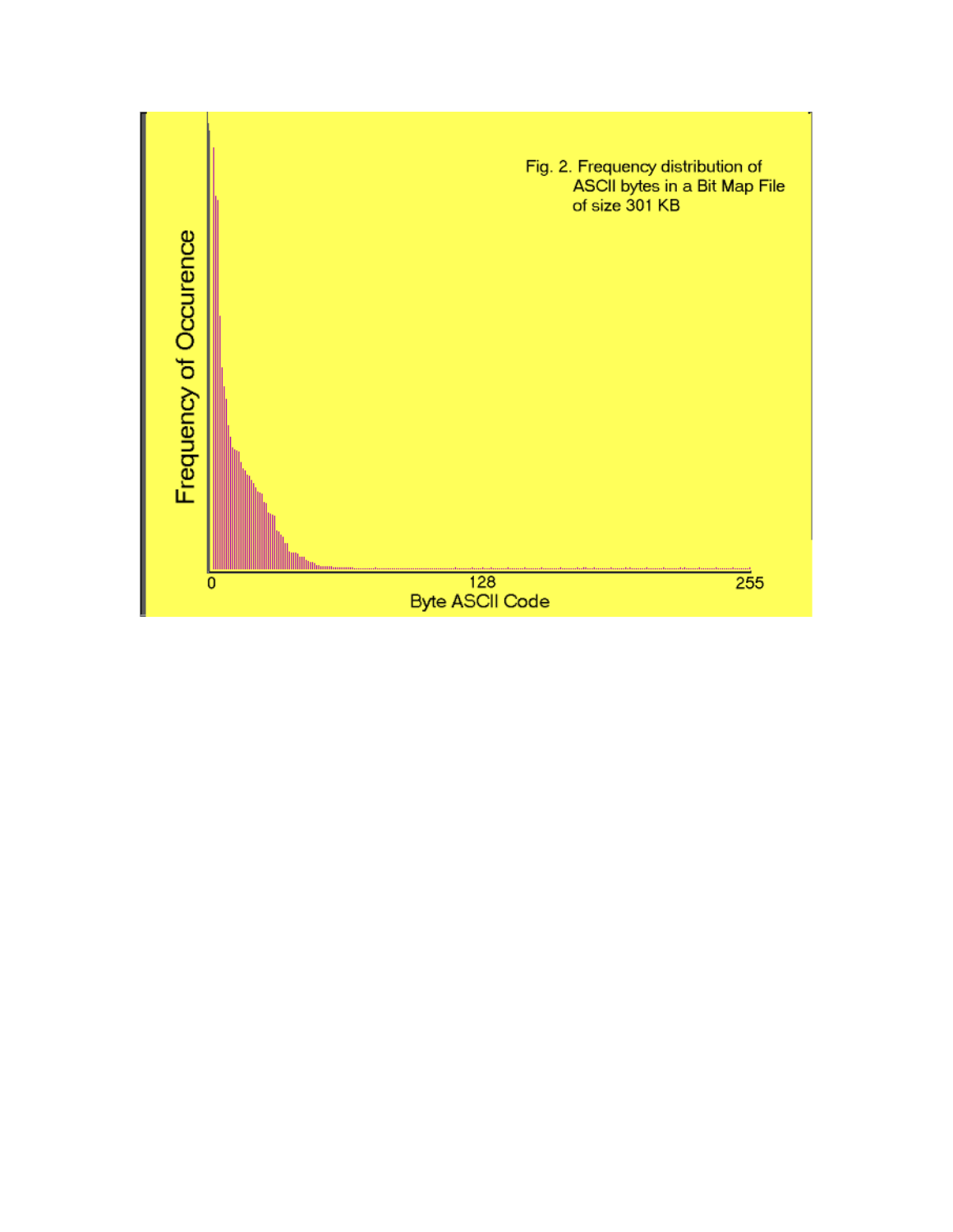Fig. 2. Frequency distribution of ASCII bytes in a Bit Map File of size 301 KB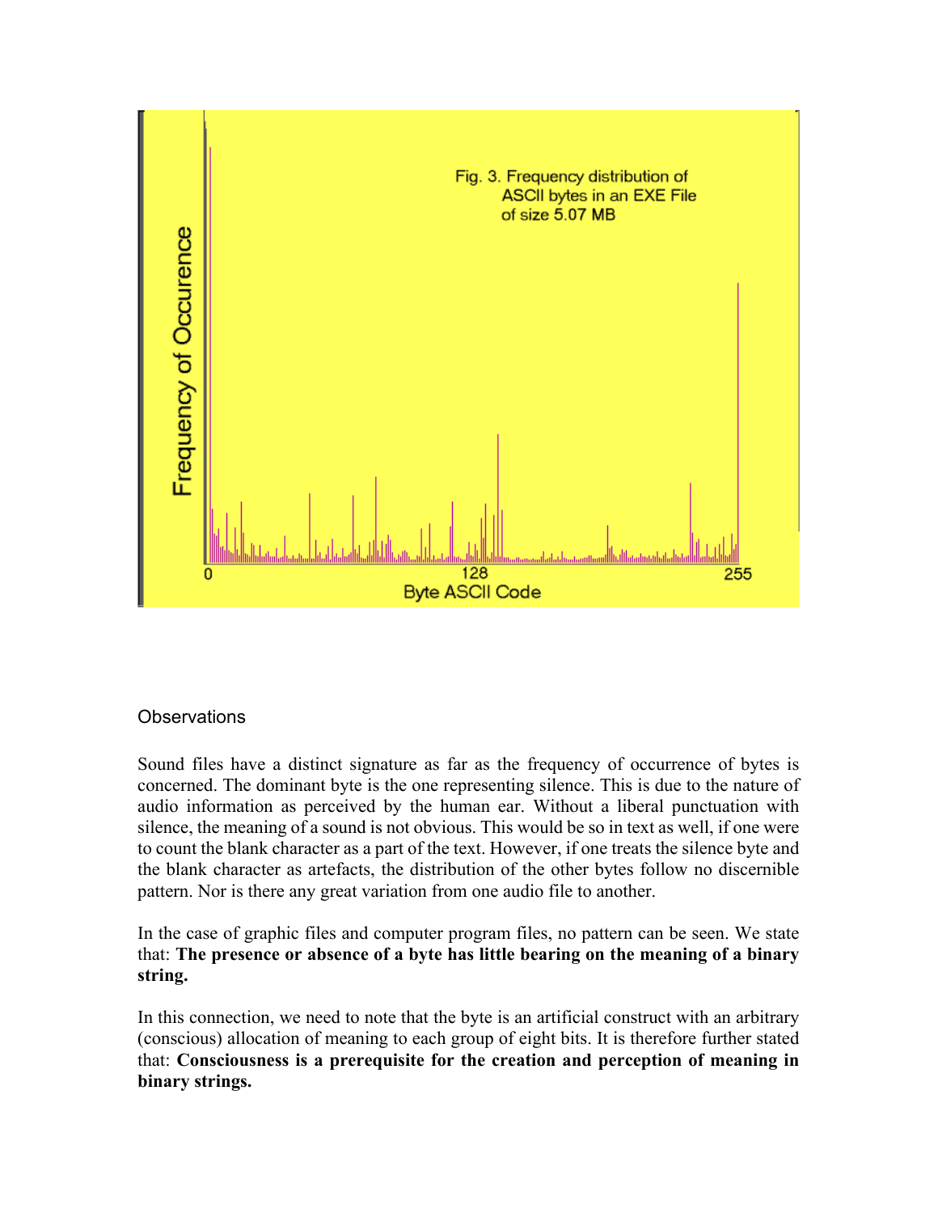Fig. 3. Frequency distribution of ASCII bytes in an EXE File of size 5.07 MB

## Observations

Sound files have a distinct signature as far as the frequency of occurrence of bytes is concerned. The dominant byte is the one representing silence. This is due to the nature of audio information as perceived by the human ear. Without a liberal punctuation with silence, the meaning of a sound is not obvious. This would be so in text as well, if one were to count the blank character as a part of the text. However, if one treats the silence byte and the blank character as artefacts, the distribution of the other bytes follow no discernible pattern. Nor is there any great variation from one audio file to another.

In the case of graphic files and computer program files, no pattern can be seen. We state that: **The presence or absence of a byte has little bearing on the meaning of a binary string.**

In this connection, we need to note that the byte is an artificial construct with an arbitrary (conscious) allocation of meaning to each group of eight bits. It is therefore further stated that: **Consciousness is a prerequisite for the creation and perception of meaning in binary strings.**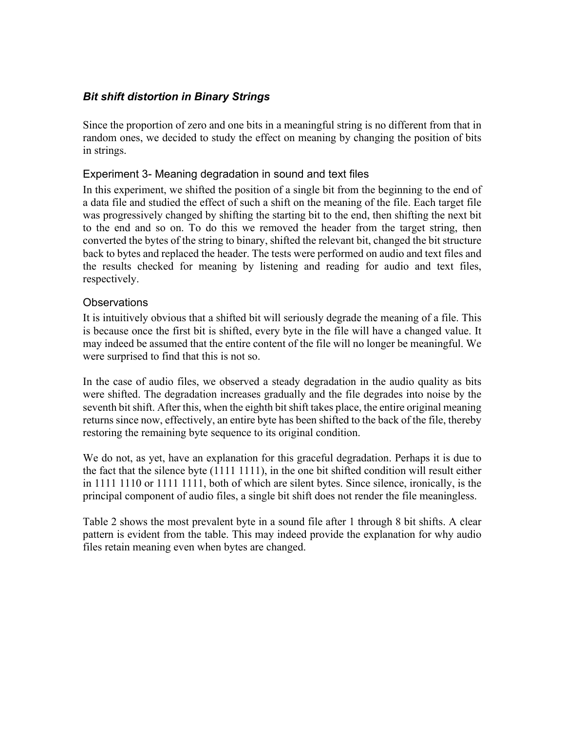### *Bit shift distortion in Binary Strings*

Since the proportion of zero and one bits in a meaningful string is no different from that in random ones, we decided to study the effect on meaning by changing the position of bits in strings.

#### Experiment 3- Meaning degradation in sound and text files

In this experiment, we shifted the position of a single bit from the beginning to the end of a data file and studied the effect of such a shift on the meaning of the file. Each target file was progressively changed by shifting the starting bit to the end, then shifting the next bit to the end and so on. To do this we removed the header from the target string, then converted the bytes of the string to binary, shifted the relevant bit, changed the bit structure back to bytes and replaced the header. The tests were performed on audio and text files and the results checked for meaning by listening and reading for audio and text files, respectively.

#### Observations

It is intuitively obvious that a shifted bit will seriously degrade the meaning of a file. This is because once the first bit is shifted, every byte in the file will have a changed value. It may indeed be assumed that the entire content of the file will no longer be meaningful. We were surprised to find that this is not so.

In the case of audio files, we observed a steady degradation in the audio quality as bits were shifted. The degradation increases gradually and the file degrades into noise by the seventh bit shift. After this, when the eighth bit shift takes place, the entire original meaning returns since now, effectively, an entire byte has been shifted to the back of the file, thereby restoring the remaining byte sequence to its original condition.

We do not, as yet, have an explanation for this graceful degradation. Perhaps it is due to the fact that the silence byte (1111 1111), in the one bit shifted condition will result either in 1111 1110 or 1111 1111, both of which are silent bytes. Since silence, ironically, is the principal component of audio files, a single bit shift does not render the file meaningless.

Table 2 shows the most prevalent byte in a sound file after 1 through 8 bit shifts. A clear pattern is evident from the table. This may indeed provide the explanation for why audio files retain meaning even when bytes are changed.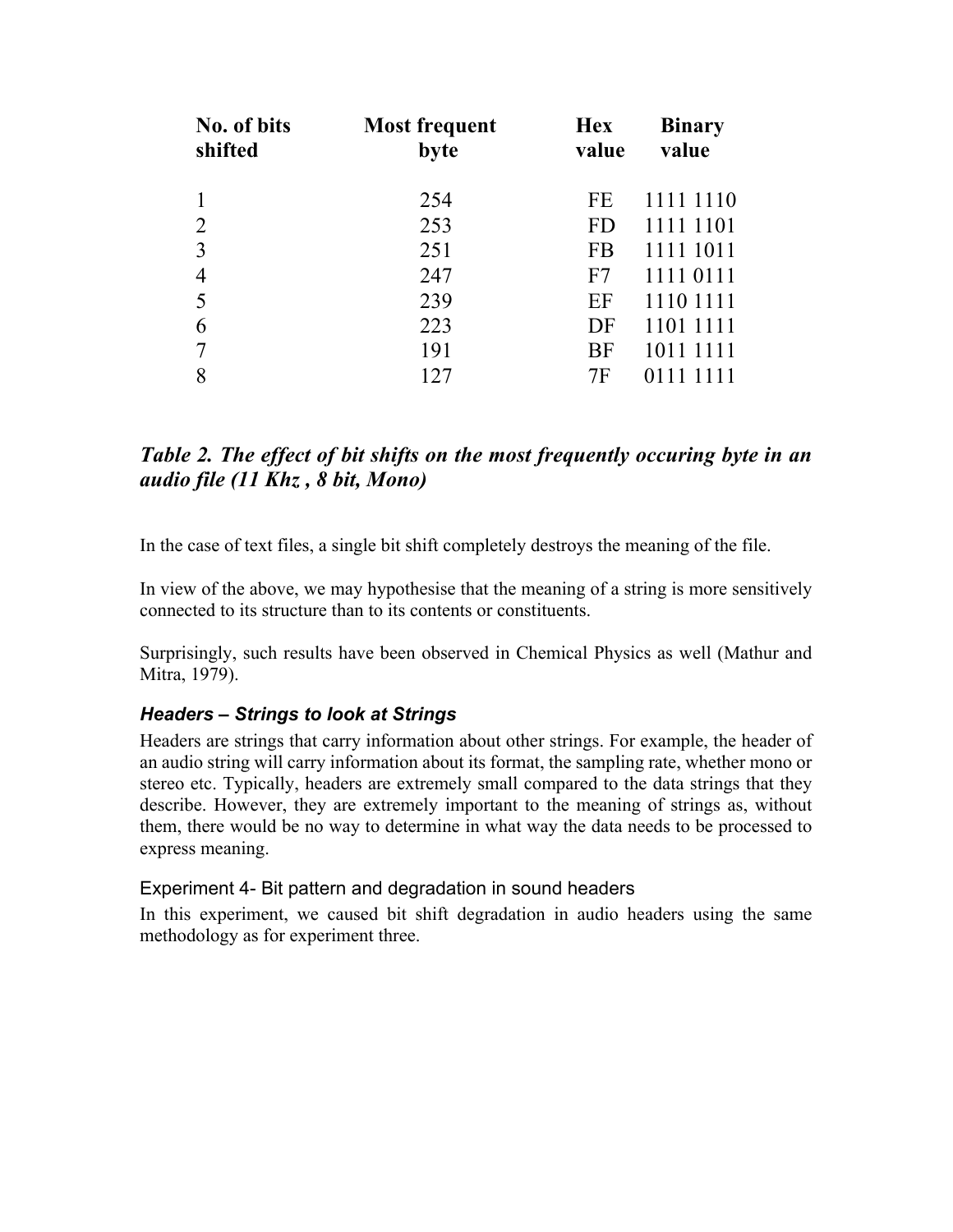| No. of bits shifted | Most frequent byte | Hex value | Binary value |
|---|---|---|---|
| 1 | 254 | FE | 1111 1110 |
| 2 | 253 | FD | 1111 1101 |
| 3 | 251 | FB | 1111 1011 |
| 4 | 247 | F7 | 1111 0111 |
| 5 | 239 | EF | 1110 1111 |
| 6 | 223 | DF | 1101 1111 |
| 7 | 191 | BF | 1011 1111 |
| 8 | 127 | 7F | 0111 1111 |

***Table 2. The effect of bit shifts on the most frequently occuring byte in an audio file (11 Khz , 8 bit, Mono)***

In the case of text files, a single bit shift completely destroys the meaning of the file.

In view of the above, we may hypothesise that the meaning of a string is more sensitively connected to its structure than to its contents or constituents.

Surprisingly, such results have been observed in Chemical Physics as well (Mathur and Mitra, 1979).

### *Headers – Strings to look at Strings*

Headers are strings that carry information about other strings. For example, the header of an audio string will carry information about its format, the sampling rate, whether mono or stereo etc. Typically, headers are extremely small compared to the data strings that they describe. However, they are extremely important to the meaning of strings as, without them, there would be no way to determine in what way the data needs to be processed to express meaning.

#### Experiment 4- Bit pattern and degradation in sound headers

In this experiment, we caused bit shift degradation in audio headers using the same methodology as for experiment three.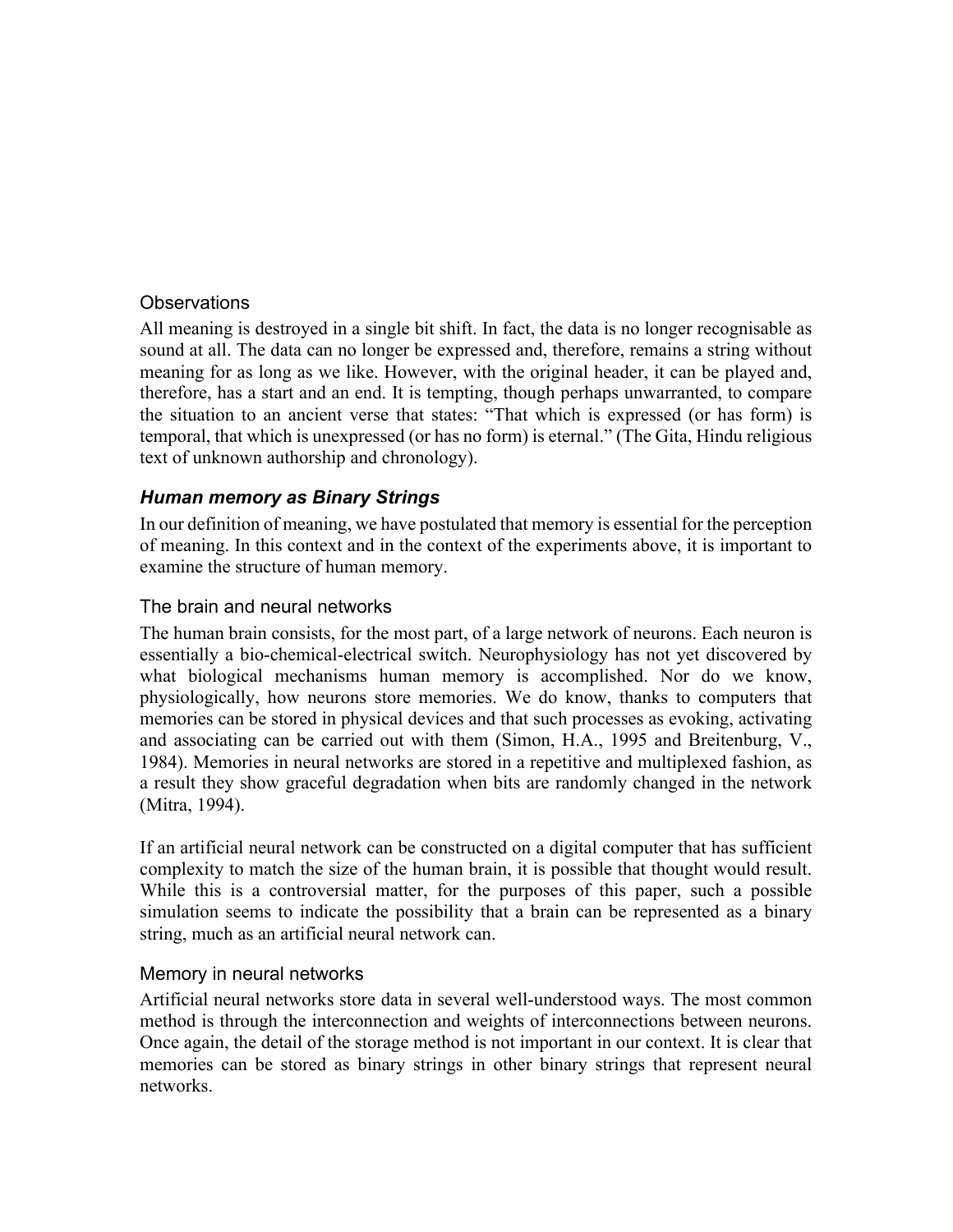### Observations

All meaning is destroyed in a single bit shift. In fact, the data is no longer recognisable as sound at all. The data can no longer be expressed and, therefore, remains a string without meaning for as long as we like. However, with the original header, it can be played and, therefore, has a start and an end. It is tempting, though perhaps unwarranted, to compare the situation to an ancient verse that states: "That which is expressed (or has form) is temporal, that which is unexpressed (or has no form) is eternal." (The Gita, Hindu religious text of unknown authorship and chronology).

## ***Human memory as Binary Strings***

In our definition of meaning, we have postulated that memory is essential for the perception of meaning. In this context and in the context of the experiments above, it is important to examine the structure of human memory.

### The brain and neural networks

The human brain consists, for the most part, of a large network of neurons. Each neuron is essentially a bio-chemical-electrical switch. Neurophysiology has not yet discovered by what biological mechanisms human memory is accomplished. Nor do we know, physiologically, how neurons store memories. We do know, thanks to computers that memories can be stored in physical devices and that such processes as evoking, activating and associating can be carried out with them (Simon, H.A., 1995 and Breitenburg, V., 1984). Memories in neural networks are stored in a repetitive and multiplexed fashion, as a result they show graceful degradation when bits are randomly changed in the network (Mitra, 1994).

If an artificial neural network can be constructed on a digital computer that has sufficient complexity to match the size of the human brain, it is possible that thought would result. While this is a controversial matter, for the purposes of this paper, such a possible simulation seems to indicate the possibility that a brain can be represented as a binary string, much as an artificial neural network can.

### Memory in neural networks

Artificial neural networks store data in several well-understood ways. The most common method is through the interconnection and weights of interconnections between neurons. Once again, the detail of the storage method is not important in our context. It is clear that memories can be stored as binary strings in other binary strings that represent neural networks.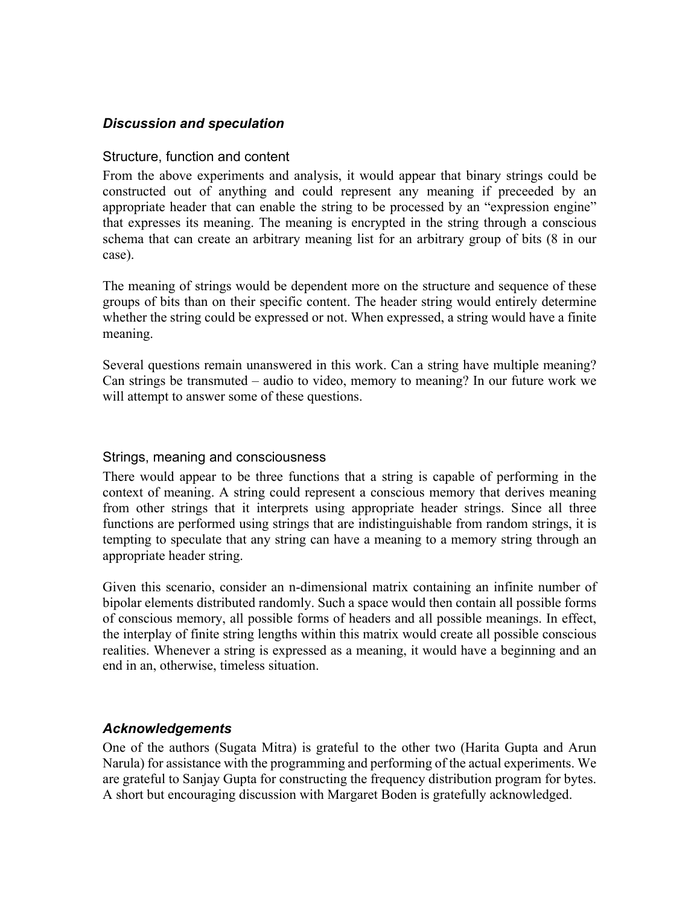## *Discussion and speculation*

### Structure, function and content

From the above experiments and analysis, it would appear that binary strings could be constructed out of anything and could represent any meaning if preceeded by an appropriate header that can enable the string to be processed by an "expression engine" that expresses its meaning. The meaning is encrypted in the string through a conscious schema that can create an arbitrary meaning list for an arbitrary group of bits (8 in our case).

The meaning of strings would be dependent more on the structure and sequence of these groups of bits than on their specific content. The header string would entirely determine whether the string could be expressed or not. When expressed, a string would have a finite meaning.

Several questions remain unanswered in this work. Can a string have multiple meaning? Can strings be transmuted – audio to video, memory to meaning? In our future work we will attempt to answer some of these questions.

### Strings, meaning and consciousness

There would appear to be three functions that a string is capable of performing in the context of meaning. A string could represent a conscious memory that derives meaning from other strings that it interprets using appropriate header strings. Since all three functions are performed using strings that are indistinguishable from random strings, it is tempting to speculate that any string can have a meaning to a memory string through an appropriate header string.

Given this scenario, consider an n-dimensional matrix containing an infinite number of bipolar elements distributed randomly. Such a space would then contain all possible forms of conscious memory, all possible forms of headers and all possible meanings. In effect, the interplay of finite string lengths within this matrix would create all possible conscious realities. Whenever a string is expressed as a meaning, it would have a beginning and an end in an, otherwise, timeless situation.

## *Acknowledgements*

One of the authors (Sugata Mitra) is grateful to the other two (Harita Gupta and Arun Narula) for assistance with the programming and performing of the actual experiments. We are grateful to Sanjay Gupta for constructing the frequency distribution program for bytes. A short but encouraging discussion with Margaret Boden is gratefully acknowledged.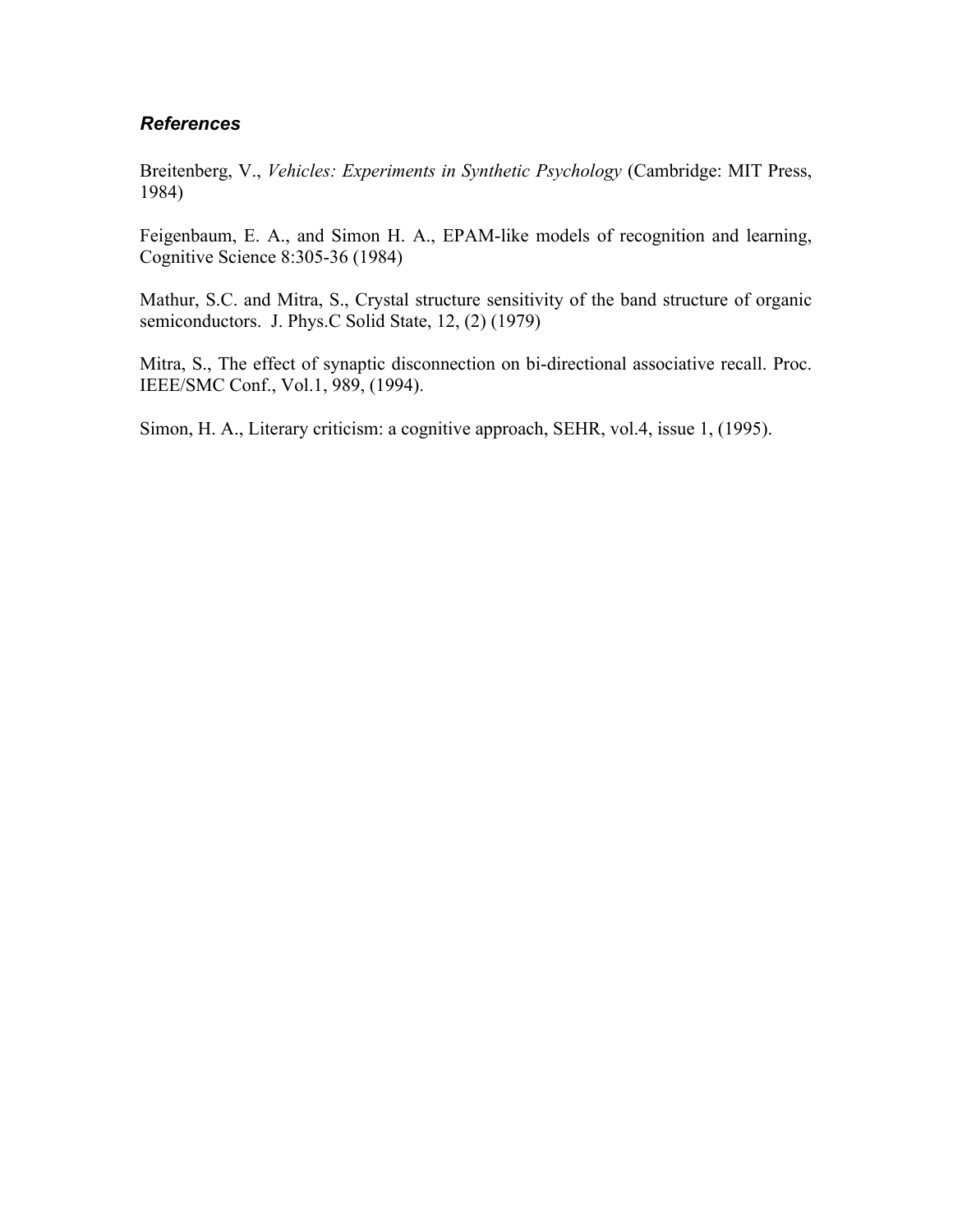### *References*

Breitenberg, V., *Vehicles: Experiments in Synthetic Psychology* (Cambridge: MIT Press, 1984)

Feigenbaum, E. A., and Simon H. A., EPAM-like models of recognition and learning, Cognitive Science 8:305-36 (1984)

Mathur, S.C. and Mitra, S., Crystal structure sensitivity of the band structure of organic semiconductors. J. Phys.C Solid State, 12, (2) (1979)

Mitra, S., The effect of synaptic disconnection on bi-directional associative recall. Proc. IEEE/SMC Conf., Vol.1, 989, (1994).

Simon, H. A., Literary criticism: a cognitive approach, SEHR, vol.4, issue 1, (1995).